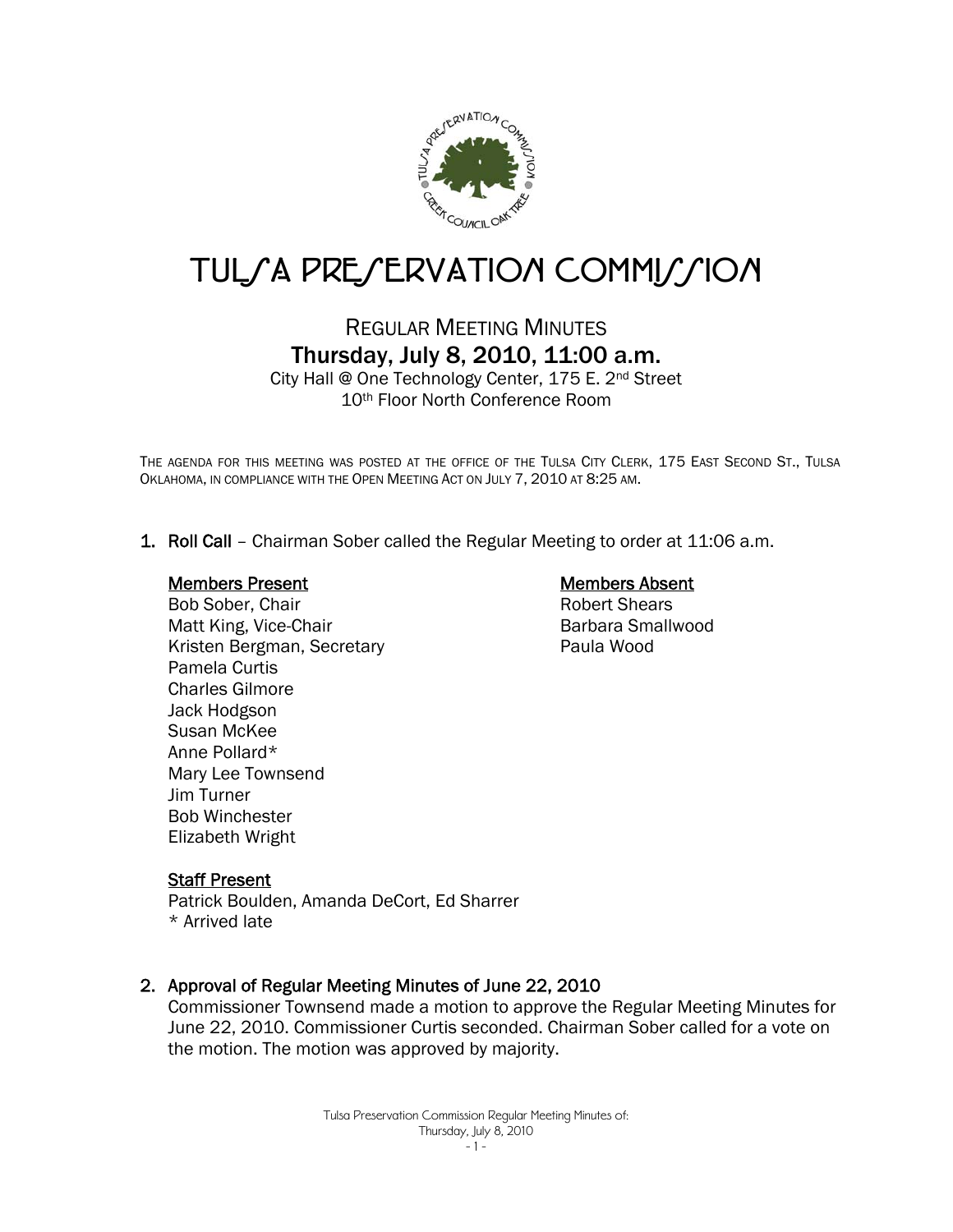# TULSA PRESERVATION COMMISSION

## REGULAR MEETING MINUTES

## Thursday, July 8, 2010, 11:00 a.m.

City Hall @ One Technology Center, 175 E. 2nd Street
10th Floor North Conference Room

THE AGENDA FOR THIS MEETING WAS POSTED AT THE OFFICE OF THE TULSA CITY CLERK, 175 EAST SECOND ST., TULSA OKLAHOMA, IN COMPLIANCE WITH THE OPEN MEETING ACT ON JULY 7, 2010 AT 8:25 AM.

1. **Roll Call** – Chairman Sober called the Regular Meeting to order at 11:06 a.m.

**Members Present**

Bob Sober, Chair
Matt King, Vice-Chair
Kristen Bergman, Secretary
Pamela Curtis
Charles Gilmore
Jack Hodgson
Susan McKee
Anne Pollard*
Mary Lee Townsend
Jim Turner
Bob Winchester
Elizabeth Wright

**Members Absent**

Robert Shears
Barbara Smallwood
Paula Wood

**Staff Present**

Patrick Boulden, Amanda DeCort, Ed Sharrer
* Arrived late

2. **Approval of Regular Meeting Minutes of June 22, 2010**
Commissioner Townsend made a motion to approve the Regular Meeting Minutes for June 22, 2010. Commissioner Curtis seconded. Chairman Sober called for a vote on the motion. The motion was approved by majority.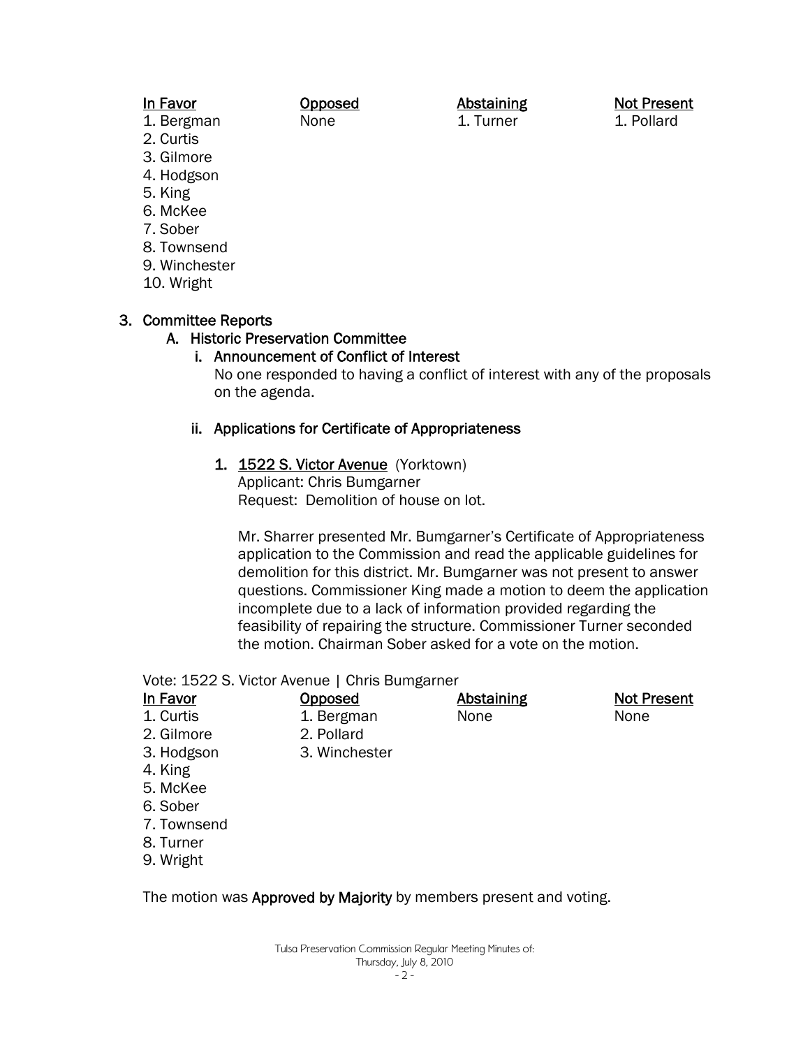| In Favor | Opposed | Abstaining | Not Present |
|---|---|---|---|
| 1. Bergman | None | 1. Turner | 1. Pollard |
| 2. Curtis | | | |
| 3. Gilmore | | | |
| 4. Hodgson | | | |
| 5. King | | | |
| 6. McKee | | | |
| 7. Sober | | | |
| 8. Townsend | | | |
| 9. Winchester | | | |
| 10. Wright | | | |

## 3. Committee Reports

### A. Historic Preservation Committee

#### i. Announcement of Conflict of Interest

No one responded to having a conflict of interest with any of the proposals on the agenda.

#### ii. Applications for Certificate of Appropriateness

1. **1522 S. Victor Avenue** (Yorktown)
   Applicant: Chris Bumgarner
   Request: Demolition of house on lot.

   Mr. Sharrer presented Mr. Bumgarner's Certificate of Appropriateness application to the Commission and read the applicable guidelines for demolition for this district. Mr. Bumgarner was not present to answer questions. Commissioner King made a motion to deem the application incomplete due to a lack of information provided regarding the feasibility of repairing the structure. Commissioner Turner seconded the motion. Chairman Sober asked for a vote on the motion.

Vote: 1522 S. Victor Avenue | Chris Bumgarner

| In Favor | Opposed | Abstaining | Not Present |
|---|---|---|---|
| 1. Curtis | 1. Bergman | None | None |
| 2. Gilmore | 2. Pollard | | |
| 3. Hodgson | 3. Winchester | | |
| 4. King | | | |
| 5. McKee | | | |
| 6. Sober | | | |
| 7. Townsend | | | |
| 8. Turner | | | |
| 9. Wright | | | |

The motion was **Approved by Majority** by members present and voting.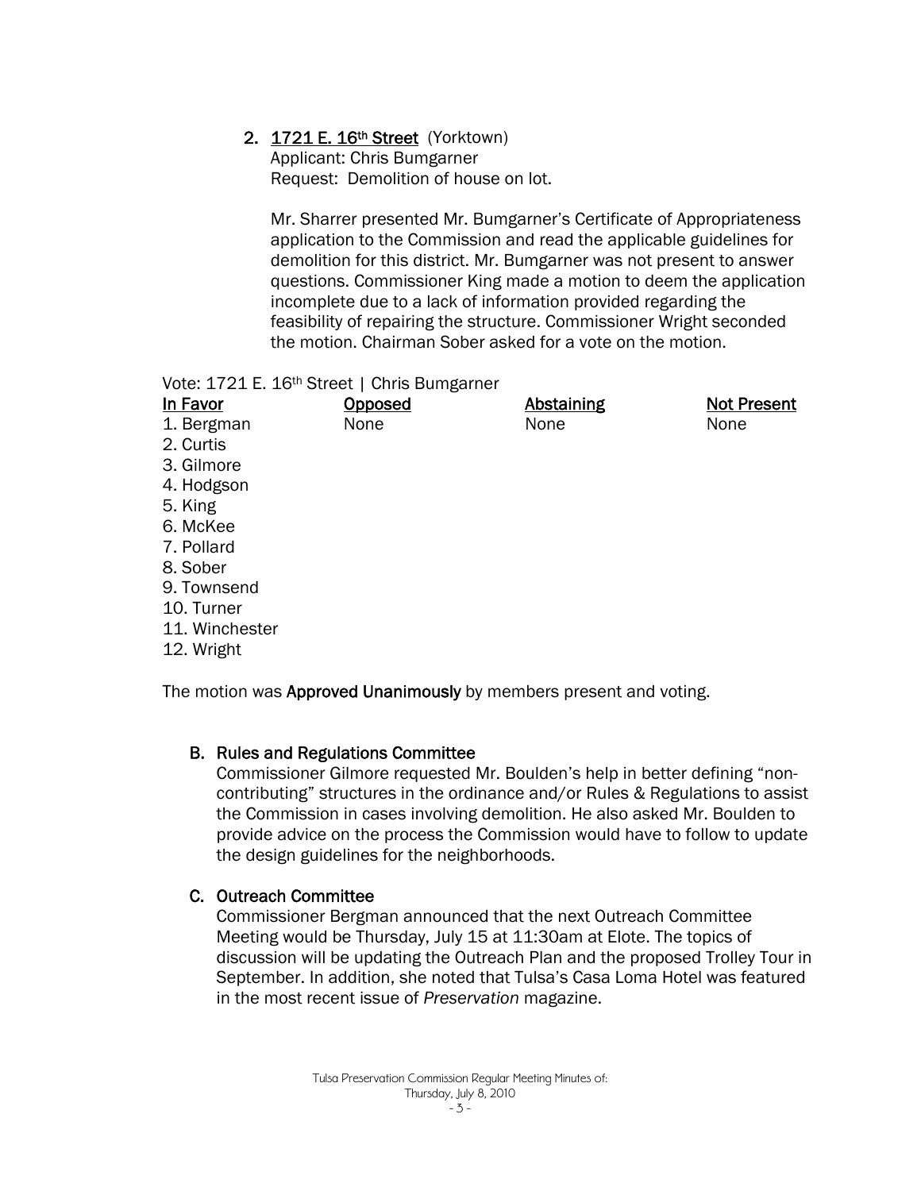2. **1721 E. 16th Street** (Yorktown)
   Applicant: Chris Bumgarner
   Request: Demolition of house on lot.

   Mr. Sharrer presented Mr. Bumgarner's Certificate of Appropriateness application to the Commission and read the applicable guidelines for demolition for this district. Mr. Bumgarner was not present to answer questions. Commissioner King made a motion to deem the application incomplete due to a lack of information provided regarding the feasibility of repairing the structure. Commissioner Wright seconded the motion. Chairman Sober asked for a vote on the motion.

Vote: 1721 E. 16th Street | Chris Bumgarner

| In Favor | Opposed | Abstaining | Not Present |
|---|---|---|---|
| 1. Bergman | None | None | None |
| 2. Curtis | | | |
| 3. Gilmore | | | |
| 4. Hodgson | | | |
| 5. King | | | |
| 6. McKee | | | |
| 7. Pollard | | | |
| 8. Sober | | | |
| 9. Townsend | | | |
| 10. Turner | | | |
| 11. Winchester | | | |
| 12. Wright | | | |

The motion was **Approved Unanimously** by members present and voting.

### B. Rules and Regulations Committee

Commissioner Gilmore requested Mr. Boulden's help in better defining "non-contributing" structures in the ordinance and/or Rules & Regulations to assist the Commission in cases involving demolition. He also asked Mr. Boulden to provide advice on the process the Commission would have to follow to update the design guidelines for the neighborhoods.

### C. Outreach Committee

Commissioner Bergman announced that the next Outreach Committee Meeting would be Thursday, July 15 at 11:30am at Elote. The topics of discussion will be updating the Outreach Plan and the proposed Trolley Tour in September. In addition, she noted that Tulsa's Casa Loma Hotel was featured in the most recent issue of *Preservation* magazine.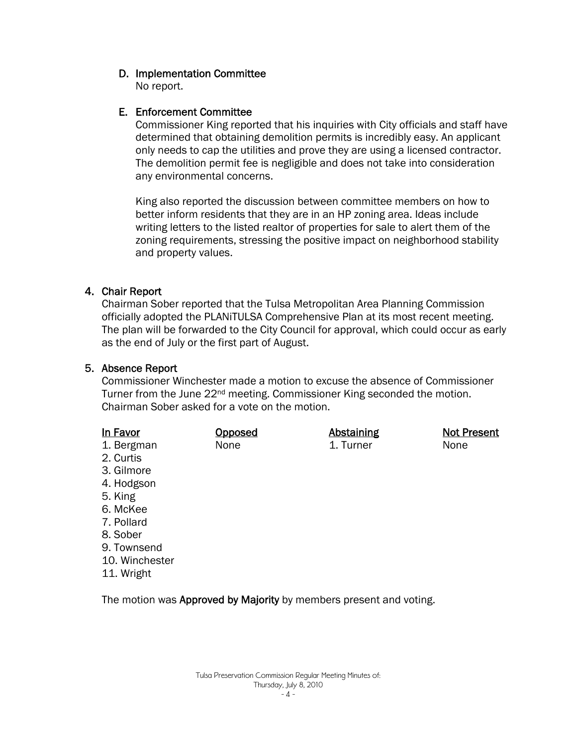### D. Implementation Committee

No report.

### E. Enforcement Committee

Commissioner King reported that his inquiries with City officials and staff have determined that obtaining demolition permits is incredibly easy. An applicant only needs to cap the utilities and prove they are using a licensed contractor. The demolition permit fee is negligible and does not take into consideration any environmental concerns.

King also reported the discussion between committee members on how to better inform residents that they are in an HP zoning area. Ideas include writing letters to the listed realtor of properties for sale to alert them of the zoning requirements, stressing the positive impact on neighborhood stability and property values.

## 4. Chair Report

Chairman Sober reported that the Tulsa Metropolitan Area Planning Commission officially adopted the PLANiTULSA Comprehensive Plan at its most recent meeting. The plan will be forwarded to the City Council for approval, which could occur as early as the end of July or the first part of August.

## 5. Absence Report

Commissioner Winchester made a motion to excuse the absence of Commissioner Turner from the June 22nd meeting. Commissioner King seconded the motion. Chairman Sober asked for a vote on the motion.

| In Favor | Opposed | Abstaining | Not Present |
|---|---|---|---|
| 1. Bergman | None | 1. Turner | None |
| 2. Curtis | | | |
| 3. Gilmore | | | |
| 4. Hodgson | | | |
| 5. King | | | |
| 6. McKee | | | |
| 7. Pollard | | | |
| 8. Sober | | | |
| 9. Townsend | | | |
| 10. Winchester | | | |
| 11. Wright | | | |

The motion was **Approved by Majority** by members present and voting.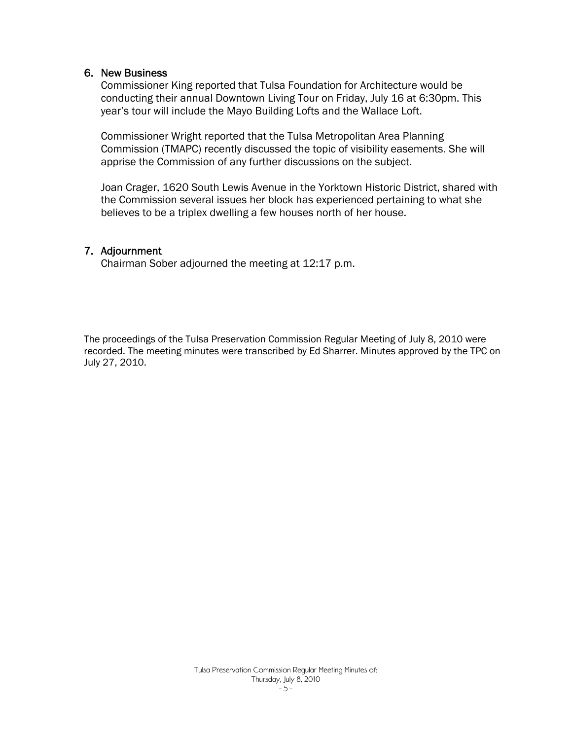## 6. New Business

Commissioner King reported that Tulsa Foundation for Architecture would be conducting their annual Downtown Living Tour on Friday, July 16 at 6:30pm. This year's tour will include the Mayo Building Lofts and the Wallace Loft.

Commissioner Wright reported that the Tulsa Metropolitan Area Planning Commission (TMAPC) recently discussed the topic of visibility easements. She will apprise the Commission of any further discussions on the subject.

Joan Crager, 1620 South Lewis Avenue in the Yorktown Historic District, shared with the Commission several issues her block has experienced pertaining to what she believes to be a triplex dwelling a few houses north of her house.

## 7. Adjournment

Chairman Sober adjourned the meeting at 12:17 p.m.

The proceedings of the Tulsa Preservation Commission Regular Meeting of July 8, 2010 were recorded. The meeting minutes were transcribed by Ed Sharrer. Minutes approved by the TPC on July 27, 2010.